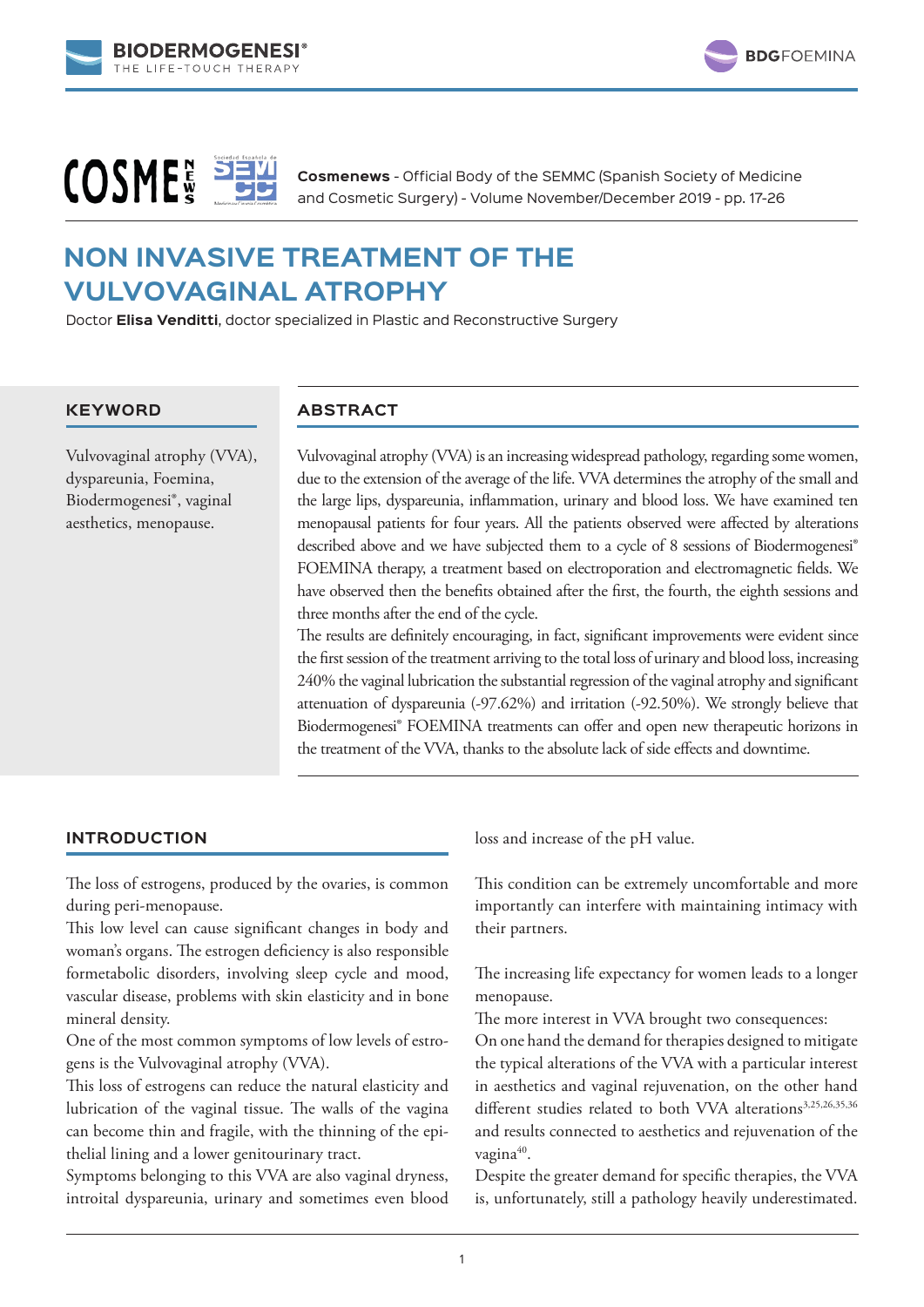Cosmenews - Official Body of the SEMMC (Spanish Society of Medicine and Cosmetic Surgery) - Volume November/December 2019 - pp. 17-26

# NON INVASIVE TREATMENT OF THE VULVOVAGINAL ATROPHY

Doctor **Elisa Venditti**, doctor specialized in Plastic and Reconstructive Surgery

## KEYWORD

Vulvovaginal atrophy (VVA), dyspareunia, Foemina, Biodermogenesi®, vaginal aesthetics, menopause.

## ABSTRACT

Vulvovaginal atrophy (VVA) is an increasing widespread pathology, regarding some women, due to the extension of the average of the life. VVA determines the atrophy of the small and the large lips, dyspareunia, inflammation, urinary and blood loss. We have examined ten menopausal patients for four years. All the patients observed were affected by alterations described above and we have subjected them to a cycle of 8 sessions of Biodermogenesi® FOEMINA therapy, a treatment based on electroporation and electromagnetic fields. We have observed then the benefits obtained after the first, the fourth, the eighth sessions and three months after the end of the cycle.

The results are definitely encouraging, in fact, significant improvements were evident since the first session of the treatment arriving to the total loss of urinary and blood loss, increasing 240% the vaginal lubrication the substantial regression of the vaginal atrophy and significant attenuation of dyspareunia (-97.62%) and irritation (-92.50%). We strongly believe that Biodermogenesi® FOEMINA treatments can offer and open new therapeutic horizons in the treatment of the VVA, thanks to the absolute lack of side effects and downtime.

## INTRODUCTION

The loss of estrogens, produced by the ovaries, is common during peri-menopause.

This low level can cause significant changes in body and woman's organs. The estrogen deficiency is also responsible formetabolic disorders, involving sleep cycle and mood, vascular disease, problems with skin elasticity and in bone mineral density.

One of the most common symptoms of low levels of estrogens is the Vulvovaginal atrophy (VVA).

This loss of estrogens can reduce the natural elasticity and lubrication of the vaginal tissue. The walls of the vagina can become thin and fragile, with the thinning of the epithelial lining and a lower genitourinary tract.

Symptoms belonging to this VVA are also vaginal dryness, introital dyspareunia, urinary and sometimes even blood loss and increase of the pH value.

This condition can be extremely uncomfortable and more importantly can interfere with maintaining intimacy with their partners.

The increasing life expectancy for women leads to a longer menopause.

The more interest in VVA brought two consequences:

On one hand the demand for therapies designed to mitigate the typical alterations of the VVA with a particular interest in aesthetics and vaginal rejuvenation, on the other hand different studies related to both VVA alterations[3,25,26,35,36] and results connected to aesthetics and rejuvenation of the vagina[40].

Despite the greater demand for specific therapies, the VVA is, unfortunately, still a pathology heavily underestimated.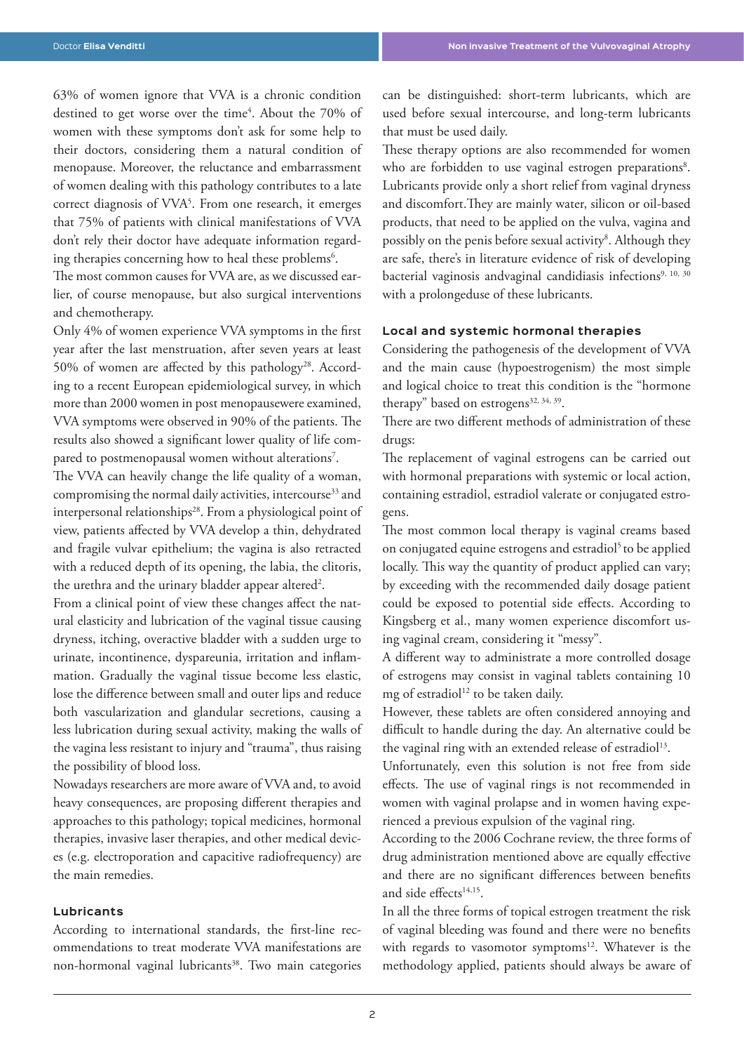63% of women ignore that VVA is a chronic condition destined to get worse over the time[4]. About the 70% of women with these symptoms don't ask for some help to their doctors, considering them a natural condition of menopause. Moreover, the reluctance and embarrassment of women dealing with this pathology contributes to a late correct diagnosis of VVA[5]. From one research, it emerges that 75% of patients with clinical manifestations of VVA don't rely their doctor have adequate information regarding therapies concerning how to heal these problems[6].

The most common causes for VVA are, as we discussed earlier, of course menopause, but also surgical interventions and chemotherapy.

Only 4% of women experience VVA symptoms in the first year after the last menstruation, after seven years at least 50% of women are affected by this pathology[28]. According to a recent European epidemiological survey, in which more than 2000 women in post menopausewere examined, VVA symptoms were observed in 90% of the patients. The results also showed a significant lower quality of life compared to postmenopausal women without alterations[7].

The VVA can heavily change the life quality of a woman, compromising the normal daily activities, intercourse[33] and interpersonal relationships[28]. From a physiological point of view, patients affected by VVA develop a thin, dehydrated and fragile vulvar epithelium; the vagina is also retracted with a reduced depth of its opening, the labia, the clitoris, the urethra and the urinary bladder appear altered[2].

From a clinical point of view these changes affect the natural elasticity and lubrication of the vaginal tissue causing dryness, itching, overactive bladder with a sudden urge to urinate, incontinence, dyspareunia, irritation and inflammation. Gradually the vaginal tissue become less elastic, lose the difference between small and outer lips and reduce both vascularization and glandular secretions, causing a less lubrication during sexual activity, making the walls of the vagina less resistant to injury and "trauma", thus raising the possibility of blood loss.

Nowadays researchers are more aware of VVA and, to avoid heavy consequences, are proposing different therapies and approaches to this pathology; topical medicines, hormonal therapies, invasive laser therapies, and other medical devices (e.g. electroporation and capacitive radiofrequency) are the main remedies.

## Lubricants

According to international standards, the first-line recommendations to treat moderate VVA manifestations are non-hormonal vaginal lubricants[38]. Two main categories can be distinguished: short-term lubricants, which are used before sexual intercourse, and long-term lubricants that must be used daily.

These therapy options are also recommended for women who are forbidden to use vaginal estrogen preparations[8]. Lubricants provide only a short relief from vaginal dryness and discomfort.They are mainly water, silicon or oil-based products, that need to be applied on the vulva, vagina and possibly on the penis before sexual activity[8]. Although they are safe, there's in literature evidence of risk of developing bacterial vaginosis andvaginal candidiasis infections[9, 10, 30] with a prolongeduse of these lubricants.

## Local and systemic hormonal therapies

Considering the pathogenesis of the development of VVA and the main cause (hypoestrogenism) the most simple and logical choice to treat this condition is the "hormone therapy" based on estrogens[32, 34, 39].

There are two different methods of administration of these drugs:

The replacement of vaginal estrogens can be carried out with hormonal preparations with systemic or local action, containing estradiol, estradiol valerate or conjugated estrogens.

The most common local therapy is vaginal creams based on conjugated equine estrogens and estradiol[5] to be applied locally. This way the quantity of product applied can vary; by exceeding with the recommended daily dosage patient could be exposed to potential side effects. According to Kingsberg et al., many women experience discomfort using vaginal cream, considering it "messy".

A different way to administrate a more controlled dosage of estrogens may consist in vaginal tablets containing 10 mg of estradiol[12] to be taken daily.

However, these tablets are often considered annoying and difficult to handle during the day. An alternative could be the vaginal ring with an extended release of estradiol[13].

Unfortunately, even this solution is not free from side effects. The use of vaginal rings is not recommended in women with vaginal prolapse and in women having experienced a previous expulsion of the vaginal ring.

According to the 2006 Cochrane review, the three forms of drug administration mentioned above are equally effective and there are no significant differences between benefits and side effects[14,15].

In all the three forms of topical estrogen treatment the risk of vaginal bleeding was found and there were no benefits with regards to vasomotor symptoms[12]. Whatever is the methodology applied, patients should always be aware of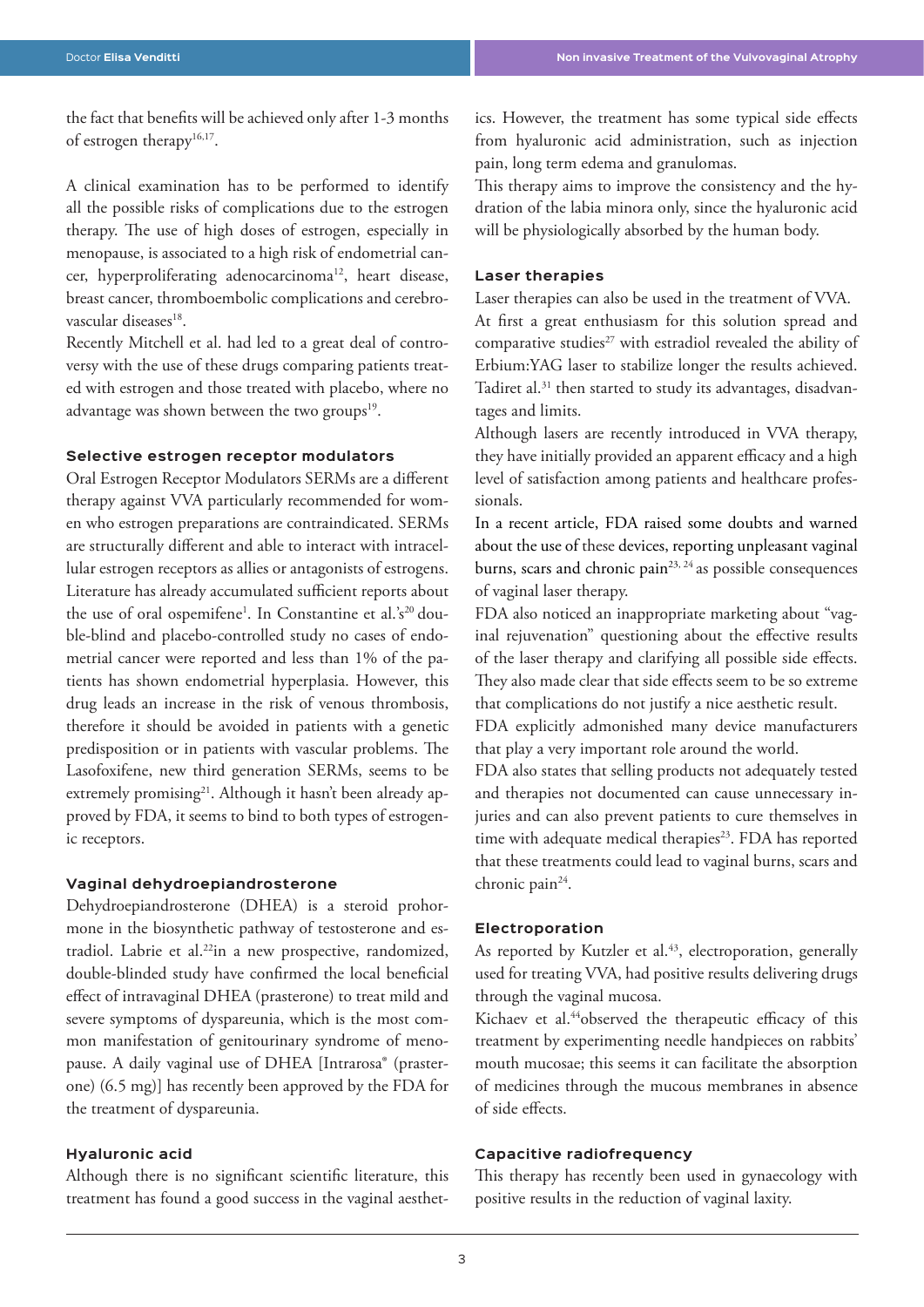the fact that benefits will be achieved only after 1-3 months of estrogen therapy[16,17].

A clinical examination has to be performed to identify all the possible risks of complications due to the estrogen therapy. The use of high doses of estrogen, especially in menopause, is associated to a high risk of endometrial cancer, hyperproliferating adenocarcinoma[12], heart disease, breast cancer, thromboembolic complications and cerebrovascular diseases[18].

Recently Mitchell et al. had led to a great deal of controversy with the use of these drugs comparing patients treated with estrogen and those treated with placebo, where no advantage was shown between the two groups[19].

### Selective estrogen receptor modulators

Oral Estrogen Receptor Modulators SERMs are a different therapy against VVA particularly recommended for women who estrogen preparations are contraindicated. SERMs are structurally different and able to interact with intracellular estrogen receptors as allies or antagonists of estrogens. Literature has already accumulated sufficient reports about the use of oral ospemifene[1]. In Constantine et al.'s[20] double-blind and placebo-controlled study no cases of endometrial cancer were reported and less than 1% of the patients has shown endometrial hyperplasia. However, this drug leads an increase in the risk of venous thrombosis, therefore it should be avoided in patients with a genetic predisposition or in patients with vascular problems. The Lasofoxifene, new third generation SERMs, seems to be extremely promising[21]. Although it hasn't been already approved by FDA, it seems to bind to both types of estrogenic receptors.

### Vaginal dehydroepiandrosterone

Dehydroepiandrosterone (DHEA) is a steroid prohormone in the biosynthetic pathway of testosterone and estradiol. Labrie et al.[22]in a new prospective, randomized, double-blinded study have confirmed the local beneficial effect of intravaginal DHEA (prasterone) to treat mild and severe symptoms of dyspareunia, which is the most common manifestation of genitourinary syndrome of menopause. A daily vaginal use of DHEA [Intrarosa® (prasterone) (6.5 mg)] has recently been approved by the FDA for the treatment of dyspareunia.

### Hyaluronic acid

Although there is no significant scientific literature, this treatment has found a good success in the vaginal aesthetics. However, the treatment has some typical side effects from hyaluronic acid administration, such as injection pain, long term edema and granulomas.

This therapy aims to improve the consistency and the hydration of the labia minora only, since the hyaluronic acid will be physiologically absorbed by the human body.

### Laser therapies

Laser therapies can also be used in the treatment of VVA.

At first a great enthusiasm for this solution spread and comparative studies[27] with estradiol revealed the ability of Erbium:YAG laser to stabilize longer the results achieved. Tadiret al.[31] then started to study its advantages, disadvantages and limits.

Although lasers are recently introduced in VVA therapy, they have initially provided an apparent efficacy and a high level of satisfaction among patients and healthcare professionals.

In a recent article, FDA raised some doubts and warned about the use of these devices, reporting unpleasant vaginal burns, scars and chronic pain[23, 24] as possible consequences of vaginal laser therapy.

FDA also noticed an inappropriate marketing about "vaginal rejuvenation" questioning about the effective results of the laser therapy and clarifying all possible side effects. They also made clear that side effects seem to be so extreme that complications do not justify a nice aesthetic result.

FDA explicitly admonished many device manufacturers that play a very important role around the world.

FDA also states that selling products not adequately tested and therapies not documented can cause unnecessary injuries and can also prevent patients to cure themselves in time with adequate medical therapies[23]. FDA has reported that these treatments could lead to vaginal burns, scars and chronic pain[24].

### Electroporation

As reported by Kutzler et al.[43], electroporation, generally used for treating VVA, had positive results delivering drugs through the vaginal mucosa.

Kichaev et al.[44]observed the therapeutic efficacy of this treatment by experimenting needle handpieces on rabbits' mouth mucosae; this seems it can facilitate the absorption of medicines through the mucous membranes in absence of side effects.

### Capacitive radiofrequency

This therapy has recently been used in gynaecology with positive results in the reduction of vaginal laxity.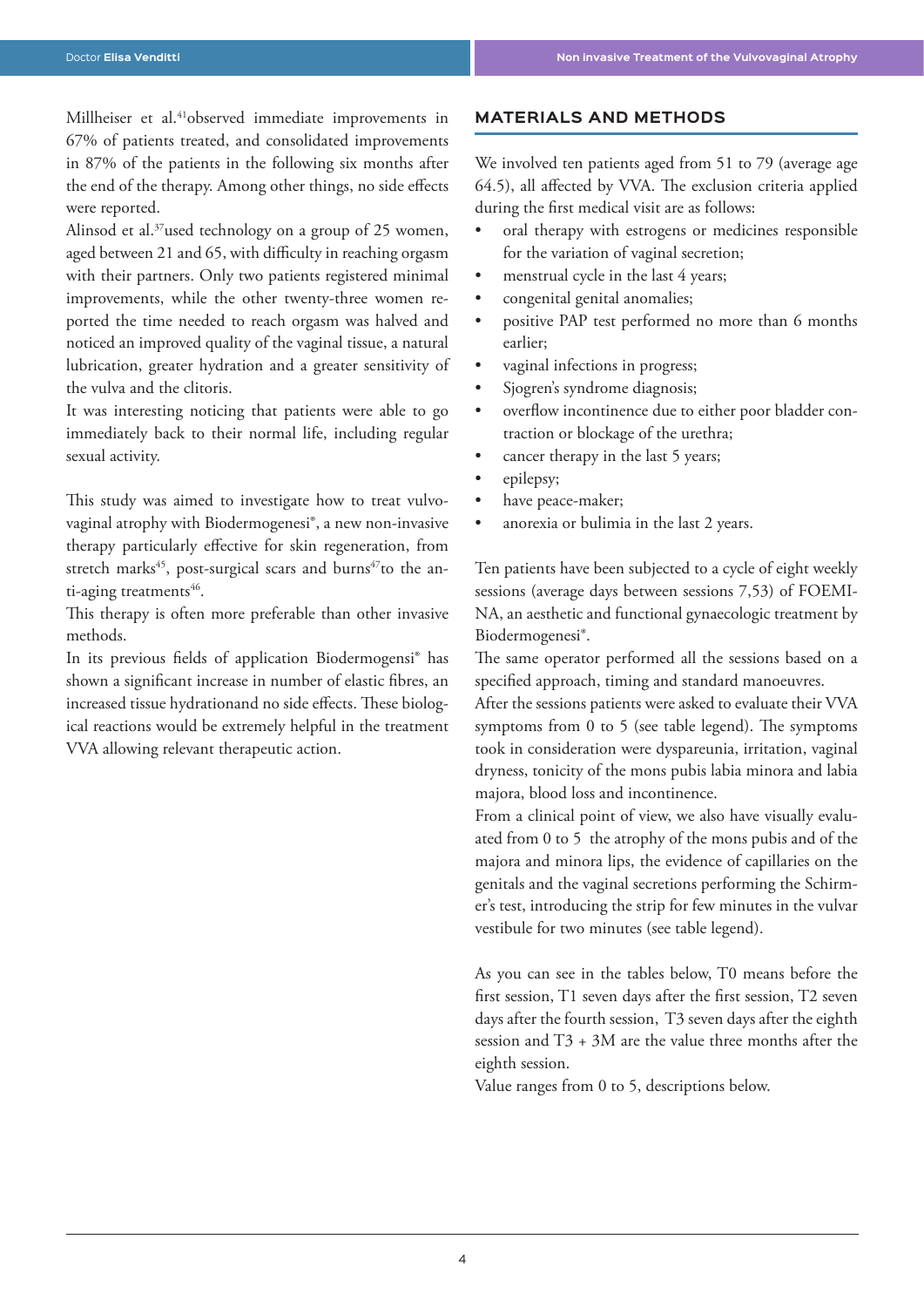Millheiser et al.[41] observed immediate improvements in 67% of patients treated, and consolidated improvements in 87% of the patients in the following six months after the end of the therapy. Among other things, no side effects were reported.

Alinsod et al.[37] used technology on a group of 25 women, aged between 21 and 65, with difficulty in reaching orgasm with their partners. Only two patients registered minimal improvements, while the other twenty-three women reported the time needed to reach orgasm was halved and noticed an improved quality of the vaginal tissue, a natural lubrication, greater hydration and a greater sensitivity of the vulva and the clitoris.

It was interesting noticing that patients were able to go immediately back to their normal life, including regular sexual activity.

This study was aimed to investigate how to treat vulvovaginal atrophy with Biodermogenesi®, a new non-invasive therapy particularly effective for skin regeneration, from stretch marks[45], post-surgical scars and burns[47] to the anti-aging treatments[46].

This therapy is often more preferable than other invasive methods.

In its previous fields of application Biodermogensi® has shown a significant increase in number of elastic fibres, an increased tissue hydrationand no side effects. These biological reactions would be extremely helpful in the treatment VVA allowing relevant therapeutic action.

## MATERIALS AND METHODS

We involved ten patients aged from 51 to 79 (average age 64.5), all affected by VVA. The exclusion criteria applied during the first medical visit are as follows:

- oral therapy with estrogens or medicines responsible for the variation of vaginal secretion;
- menstrual cycle in the last 4 years;
- congenital genital anomalies;
- positive PAP test performed no more than 6 months earlier;
- vaginal infections in progress;
- Sjogren's syndrome diagnosis;
- overflow incontinence due to either poor bladder contraction or blockage of the urethra;
- cancer therapy in the last 5 years;
- epilepsy;
- have peace-maker;
- anorexia or bulimia in the last 2 years.

Ten patients have been subjected to a cycle of eight weekly sessions (average days between sessions 7,53) of FOEMINA, an aesthetic and functional gynaecologic treatment by Biodermogenesi®.

The same operator performed all the sessions based on a specified approach, timing and standard manoeuvres.

After the sessions patients were asked to evaluate their VVA symptoms from 0 to 5 (see table legend). The symptoms took in consideration were dyspareunia, irritation, vaginal dryness, tonicity of the mons pubis labia minora and labia majora, blood loss and incontinence.

From a clinical point of view, we also have visually evaluated from 0 to 5 the atrophy of the mons pubis and of the majora and minora lips, the evidence of capillaries on the genitals and the vaginal secretions performing the Schirmer's test, introducing the strip for few minutes in the vulvar vestibule for two minutes (see table legend).

As you can see in the tables below, T0 means before the first session, T1 seven days after the first session, T2 seven days after the fourth session, T3 seven days after the eighth session and T3 + 3M are the value three months after the eighth session.

Value ranges from 0 to 5, descriptions below.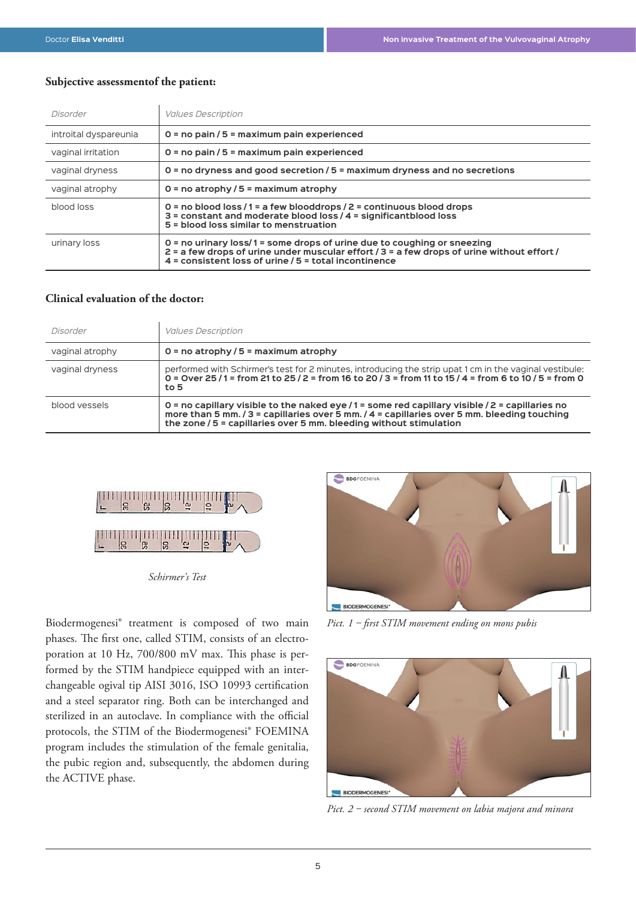### Subjective assessmentof the patient:

| Disorder | Values Description |
|---|---|
| introital dyspareunia | **0 = no pain / 5 = maximum pain experienced** |
| vaginal irritation | **0 = no pain / 5 = maximum pain experienced** |
| vaginal dryness | **0 = no dryness and good secretion / 5 = maximum dryness and no secretions** |
| vaginal atrophy | **0 = no atrophy / 5 = maximum atrophy** |
| blood loss | **0 = no blood loss / 1 = a few blooddrops / 2 = continuous blood drops 3 = constant and moderate blood loss / 4 = significantblood loss 5 = blood loss similar to menstruation** |
| urinary loss | **0 = no urinary loss/ 1 = some drops of urine due to coughing or sneezing 2 = a few drops of urine under muscular effort / 3 = a few drops of urine without effort / 4 = consistent loss of urine / 5 = total incontinence** |

### Clinical evaluation of the doctor:

| Disorder | Values Description |
|---|---|
| vaginal atrophy | **0 = no atrophy / 5 = maximum atrophy** |
| vaginal dryness | performed with Schirmer's test for 2 minutes, introducing the strip upat 1 cm in the vaginal vestibule: **0 = Over 25 / 1 = from 21 to 25 / 2 = from 16 to 20 / 3 = from 11 to 15 / 4 = from 6 to 10 / 5 = from 0 to 5** |
| blood vessels | **0 = no capillary visible to the naked eye / 1 = some red capillary visible / 2 = capillaries no more than 5 mm. / 3 = capillaries over 5 mm. / 4 = capillaries over 5 mm. bleeding touching the zone / 5 = capillaries over 5 mm. bleeding without stimulation** |

*Schirmer's Test*

Biodermogenesi® treatment is composed of two main phases. The first one, called STIM, consists of an electroporation at 10 Hz, 700/800 mV max. This phase is performed by the STIM handpiece equipped with an interchangeable ogival tip AISI 3016, ISO 10993 certification and a steel separator ring. Both can be interchanged and sterilized in an autoclave. In compliance with the official protocols, the STIM of the Biodermogenesi® FOEMINA program includes the stimulation of the female genitalia, the pubic region and, subsequently, the abdomen during the ACTIVE phase.

*Pict. 1 – first STIM movement ending on mons pubis*

*Pict. 2 – second STIM movement on labia majora and minora*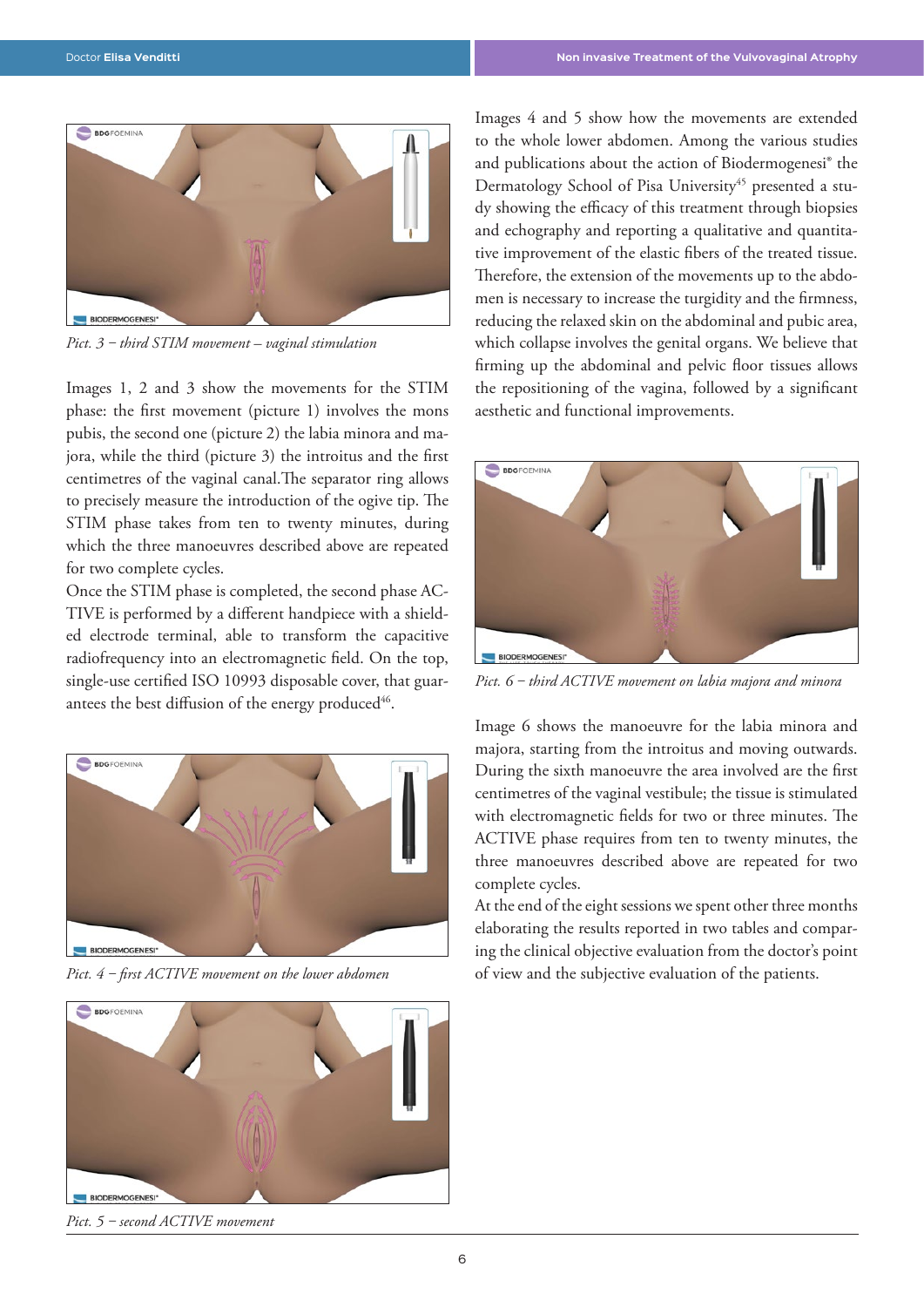*Pict. 3 – third STIM movement – vaginal stimulation*

Images 1, 2 and 3 show the movements for the STIM phase: the first movement (picture 1) involves the mons pubis, the second one (picture 2) the labia minora and majora, while the third (picture 3) the introitus and the first centimetres of the vaginal canal.The separator ring allows to precisely measure the introduction of the ogive tip. The STIM phase takes from ten to twenty minutes, during which the three manoeuvres described above are repeated for two complete cycles.

Once the STIM phase is completed, the second phase ACTIVE is performed by a different handpiece with a shielded electrode terminal, able to transform the capacitive radiofrequency into an electromagnetic field. On the top, single-use certified ISO 10993 disposable cover, that guarantees the best diffusion of the energy produced[46].

*Pict. 4 – first ACTIVE movement on the lower abdomen*

*Pict. 5 – second ACTIVE movement*

Images 4 and 5 show how the movements are extended to the whole lower abdomen. Among the various studies and publications about the action of Biodermogenesi® the Dermatology School of Pisa University[45] presented a study showing the efficacy of this treatment through biopsies and echography and reporting a qualitative and quantitative improvement of the elastic fibers of the treated tissue. Therefore, the extension of the movements up to the abdomen is necessary to increase the turgidity and the firmness, reducing the relaxed skin on the abdominal and pubic area, which collapse involves the genital organs. We believe that firming up the abdominal and pelvic floor tissues allows the repositioning of the vagina, followed by a significant aesthetic and functional improvements.

*Pict. 6 – third ACTIVE movement on labia majora and minora*

Image 6 shows the manoeuvre for the labia minora and majora, starting from the introitus and moving outwards. During the sixth manoeuvre the area involved are the first centimetres of the vaginal vestibule; the tissue is stimulated with electromagnetic fields for two or three minutes. The ACTIVE phase requires from ten to twenty minutes, the three manoeuvres described above are repeated for two complete cycles.

At the end of the eight sessions we spent other three months elaborating the results reported in two tables and comparing the clinical objective evaluation from the doctor's point of view and the subjective evaluation of the patients.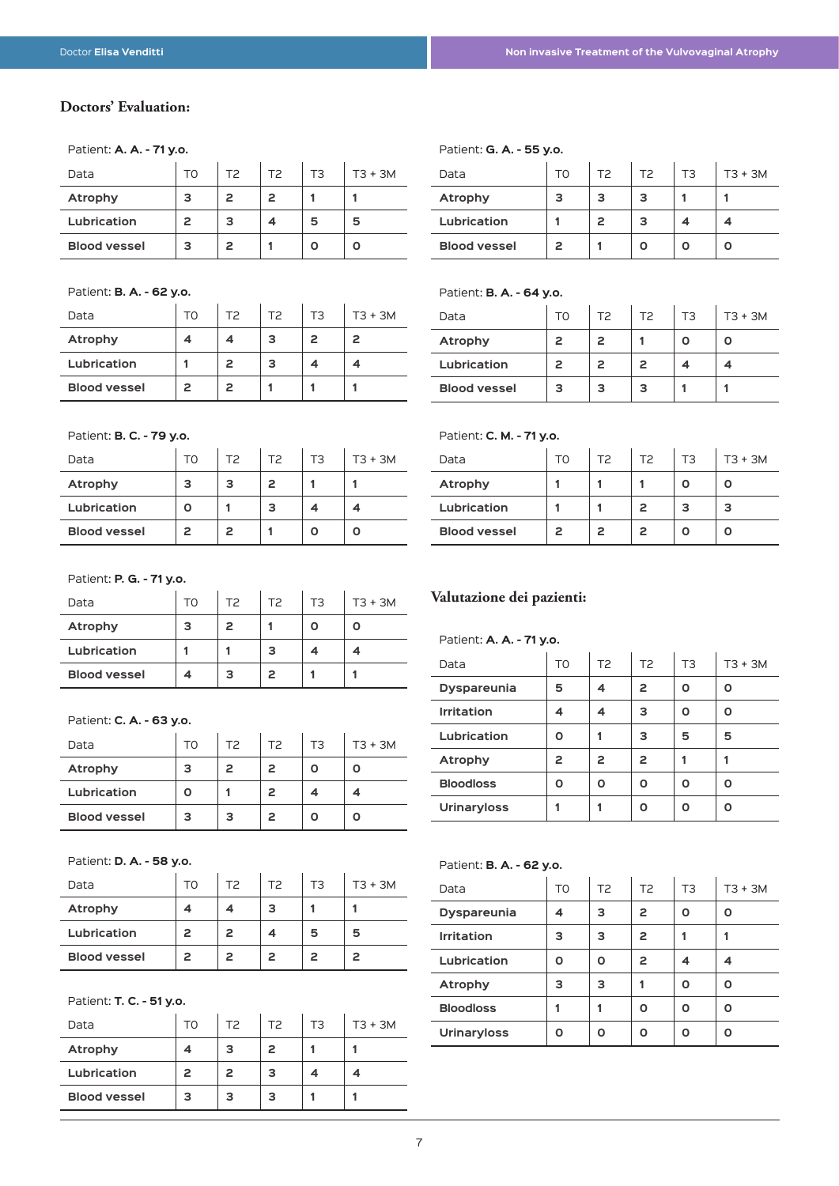## Doctors' Evaluation:

Patient: **A. A. - 71 y.o.**

| Data | T0 | T2 | T2 | T3 | T3 + 3M |
|---|---|---|---|---|---|
| **Atrophy** | 3 | 2 | 2 | 1 | 1 |
| **Lubrication** | 2 | 3 | 4 | 5 | 5 |
| **Blood vessel** | 3 | 2 | 1 | 0 | 0 |

Patient: **B. A. - 62 y.o.**

| Data | T0 | T2 | T2 | T3 | T3 + 3M |
|---|---|---|---|---|---|
| **Atrophy** | 4 | 4 | 3 | 2 | 2 |
| **Lubrication** | 1 | 2 | 3 | 4 | 4 |
| **Blood vessel** | 2 | 2 | 1 | 1 | 1 |

Patient: **B. C. - 79 y.o.**

| Data | T0 | T2 | T2 | T3 | T3 + 3M |
|---|---|---|---|---|---|
| **Atrophy** | 3 | 3 | 2 | 1 | 1 |
| **Lubrication** | 0 | 1 | 3 | 4 | 4 |
| **Blood vessel** | 2 | 2 | 1 | 0 | 0 |

Patient: **P. G. - 71 y.o.**

| Data | T0 | T2 | T2 | T3 | T3 + 3M |
|---|---|---|---|---|---|
| **Atrophy** | 3 | 2 | 1 | 0 | 0 |
| **Lubrication** | 1 | 1 | 3 | 4 | 4 |
| **Blood vessel** | 4 | 3 | 2 | 1 | 1 |

Patient: **C. A. - 63 y.o.**

| Data | T0 | T2 | T2 | T3 | T3 + 3M |
|---|---|---|---|---|---|
| **Atrophy** | 3 | 2 | 2 | 0 | 0 |
| **Lubrication** | 0 | 1 | 2 | 4 | 4 |
| **Blood vessel** | 3 | 3 | 2 | 0 | 0 |

Patient: **D. A. - 58 y.o.**

| Data | T0 | T2 | T2 | T3 | T3 + 3M |
|---|---|---|---|---|---|
| **Atrophy** | 4 | 4 | 3 | 1 | 1 |
| **Lubrication** | 2 | 2 | 4 | 5 | 5 |
| **Blood vessel** | 2 | 2 | 2 | 2 | 2 |

Patient: **T. C. - 51 y.o.**

| Data | T0 | T2 | T2 | T3 | T3 + 3M |
|---|---|---|---|---|---|
| **Atrophy** | 4 | 3 | 2 | 1 | 1 |
| **Lubrication** | 2 | 2 | 3 | 4 | 4 |
| **Blood vessel** | 3 | 3 | 3 | 1 | 1 |

Patient: **G. A. - 55 y.o.**

| Data | T0 | T2 | T2 | T3 | T3 + 3M |
|---|---|---|---|---|---|
| **Atrophy** | 3 | 3 | 3 | 1 | 1 |
| **Lubrication** | 1 | 2 | 3 | 4 | 4 |
| **Blood vessel** | 2 | 1 | 0 | 0 | 0 |

Patient: **B. A. - 64 y.o.**

| Data | T0 | T2 | T2 | T3 | T3 + 3M |
|---|---|---|---|---|---|
| **Atrophy** | 2 | 2 | 1 | 0 | 0 |
| **Lubrication** | 2 | 2 | 2 | 4 | 4 |
| **Blood vessel** | 3 | 3 | 3 | 1 | 1 |

Patient: **C. M. - 71 y.o.**

| Data | T0 | T2 | T2 | T3 | T3 + 3M |
|---|---|---|---|---|---|
| **Atrophy** | 1 | 1 | 1 | 0 | 0 |
| **Lubrication** | 1 | 1 | 2 | 3 | 3 |
| **Blood vessel** | 2 | 2 | 2 | 0 | 0 |

## Valutazione dei pazienti:

Patient: **A. A. - 71 y.o.**

| Data | T0 | T2 | T2 | T3 | T3 + 3M |
|---|---|---|---|---|---|
| **Dyspareunia** | 5 | 4 | 2 | 0 | 0 |
| **Irritation** | 4 | 4 | 3 | 0 | 0 |
| **Lubrication** | 0 | 1 | 3 | 5 | 5 |
| **Atrophy** | 2 | 2 | 2 | 1 | 1 |
| **Bloodloss** | 0 | 0 | 0 | 0 | 0 |
| **Urinaryloss** | 1 | 1 | 0 | 0 | 0 |

Patient: **B. A. - 62 y.o.**

| Data | T0 | T2 | T2 | T3 | T3 + 3M |
|---|---|---|---|---|---|
| **Dyspareunia** | 4 | 3 | 2 | 0 | 0 |
| **Irritation** | 3 | 3 | 2 | 1 | 1 |
| **Lubrication** | 0 | 0 | 2 | 4 | 4 |
| **Atrophy** | 3 | 3 | 1 | 0 | 0 |
| **Bloodloss** | 1 | 1 | 0 | 0 | 0 |
| **Urinaryloss** | 0 | 0 | 0 | 0 | 0 |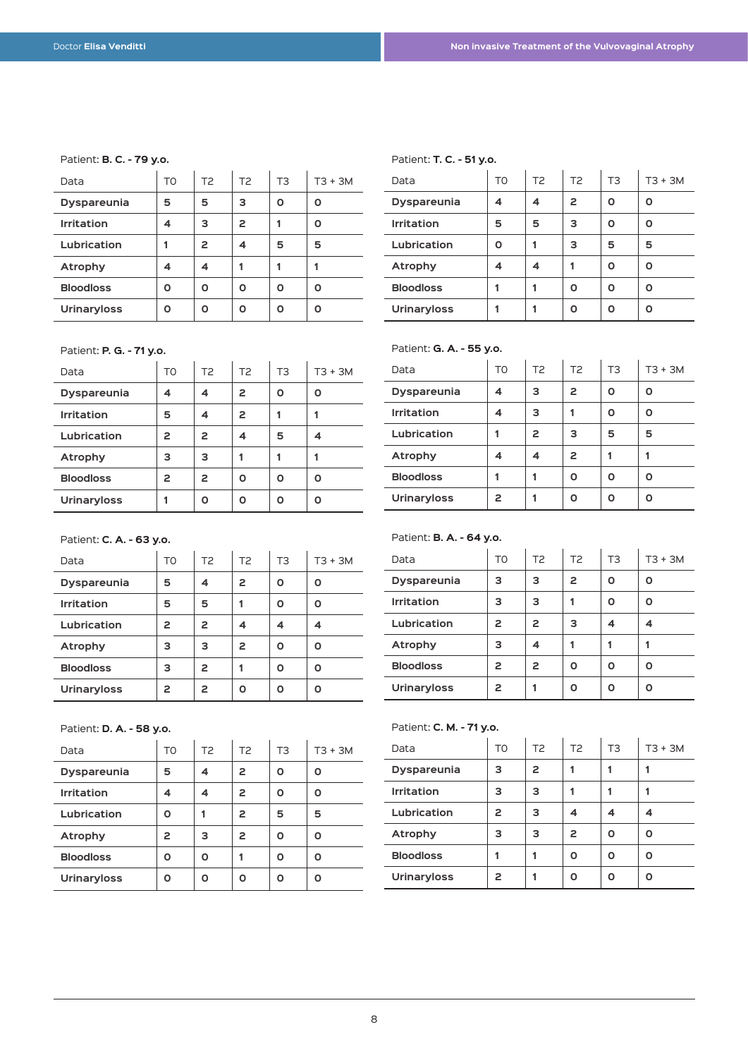Patient: **B. C. - 79 y.o.**

| Data | T0 | T2 | T2 | T3 | T3 + 3M |
|---|---|---|---|---|---|
| **Dyspareunia** | 5 | 5 | 3 | 0 | 0 |
| **Irritation** | 4 | 3 | 2 | 1 | 0 |
| **Lubrication** | 1 | 2 | 4 | 5 | 5 |
| **Atrophy** | 4 | 4 | 1 | 1 | 1 |
| **Bloodloss** | 0 | 0 | 0 | 0 | 0 |
| **Urinaryloss** | 0 | 0 | 0 | 0 | 0 |

Patient: **T. C. - 51 y.o.**

| Data | T0 | T2 | T2 | T3 | T3 + 3M |
|---|---|---|---|---|---|
| **Dyspareunia** | 4 | 4 | 2 | 0 | 0 |
| **Irritation** | 5 | 5 | 3 | 0 | 0 |
| **Lubrication** | 0 | 1 | 3 | 5 | 5 |
| **Atrophy** | 4 | 4 | 1 | 0 | 0 |
| **Bloodloss** | 1 | 1 | 0 | 0 | 0 |
| **Urinaryloss** | 1 | 1 | 0 | 0 | 0 |

Patient: **P. G. - 71 y.o.**

| Data | T0 | T2 | T2 | T3 | T3 + 3M |
|---|---|---|---|---|---|
| **Dyspareunia** | 4 | 4 | 2 | 0 | 0 |
| **Irritation** | 5 | 4 | 2 | 1 | 1 |
| **Lubrication** | 2 | 2 | 4 | 5 | 4 |
| **Atrophy** | 3 | 3 | 1 | 1 | 1 |
| **Bloodloss** | 2 | 2 | 0 | 0 | 0 |
| **Urinaryloss** | 1 | 0 | 0 | 0 | 0 |

Patient: **G. A. - 55 y.o.**

| Data | T0 | T2 | T2 | T3 | T3 + 3M |
|---|---|---|---|---|---|
| **Dyspareunia** | 4 | 3 | 2 | 0 | 0 |
| **Irritation** | 4 | 3 | 1 | 0 | 0 |
| **Lubrication** | 1 | 2 | 3 | 5 | 5 |
| **Atrophy** | 4 | 4 | 2 | 1 | 1 |
| **Bloodloss** | 1 | 1 | 0 | 0 | 0 |
| **Urinaryloss** | 2 | 1 | 0 | 0 | 0 |

Patient: **C. A. - 63 y.o.**

| Data | T0 | T2 | T2 | T3 | T3 + 3M |
|---|---|---|---|---|---|
| **Dyspareunia** | 5 | 4 | 2 | 0 | 0 |
| **Irritation** | 5 | 5 | 1 | 0 | 0 |
| **Lubrication** | 2 | 2 | 4 | 4 | 4 |
| **Atrophy** | 3 | 3 | 2 | 0 | 0 |
| **Bloodloss** | 3 | 2 | 1 | 0 | 0 |
| **Urinaryloss** | 2 | 2 | 0 | 0 | 0 |

Patient: **B. A. - 64 y.o.**

| Data | T0 | T2 | T2 | T3 | T3 + 3M |
|---|---|---|---|---|---|
| **Dyspareunia** | 3 | 3 | 2 | 0 | 0 |
| **Irritation** | 3 | 3 | 1 | 0 | 0 |
| **Lubrication** | 2 | 2 | 3 | 4 | 4 |
| **Atrophy** | 3 | 4 | 1 | 1 | 1 |
| **Bloodloss** | 2 | 2 | 0 | 0 | 0 |
| **Urinaryloss** | 2 | 1 | 0 | 0 | 0 |

Patient: **D. A. - 58 y.o.**

| Data | T0 | T2 | T2 | T3 | T3 + 3M |
|---|---|---|---|---|---|
| **Dyspareunia** | 5 | 4 | 2 | 0 | 0 |
| **Irritation** | 4 | 4 | 2 | 0 | 0 |
| **Lubrication** | 0 | 1 | 2 | 5 | 5 |
| **Atrophy** | 2 | 3 | 2 | 0 | 0 |
| **Bloodloss** | 0 | 0 | 1 | 0 | 0 |
| **Urinaryloss** | 0 | 0 | 0 | 0 | 0 |

Patient: **C. M. - 71 y.o.**

| Data | T0 | T2 | T2 | T3 | T3 + 3M |
|---|---|---|---|---|---|
| **Dyspareunia** | 3 | 2 | 1 | 1 | 1 |
| **Irritation** | 3 | 3 | 1 | 1 | 1 |
| **Lubrication** | 2 | 3 | 4 | 4 | 4 |
| **Atrophy** | 3 | 3 | 2 | 0 | 0 |
| **Bloodloss** | 1 | 1 | 0 | 0 | 0 |
| **Urinaryloss** | 2 | 1 | 0 | 0 | 0 |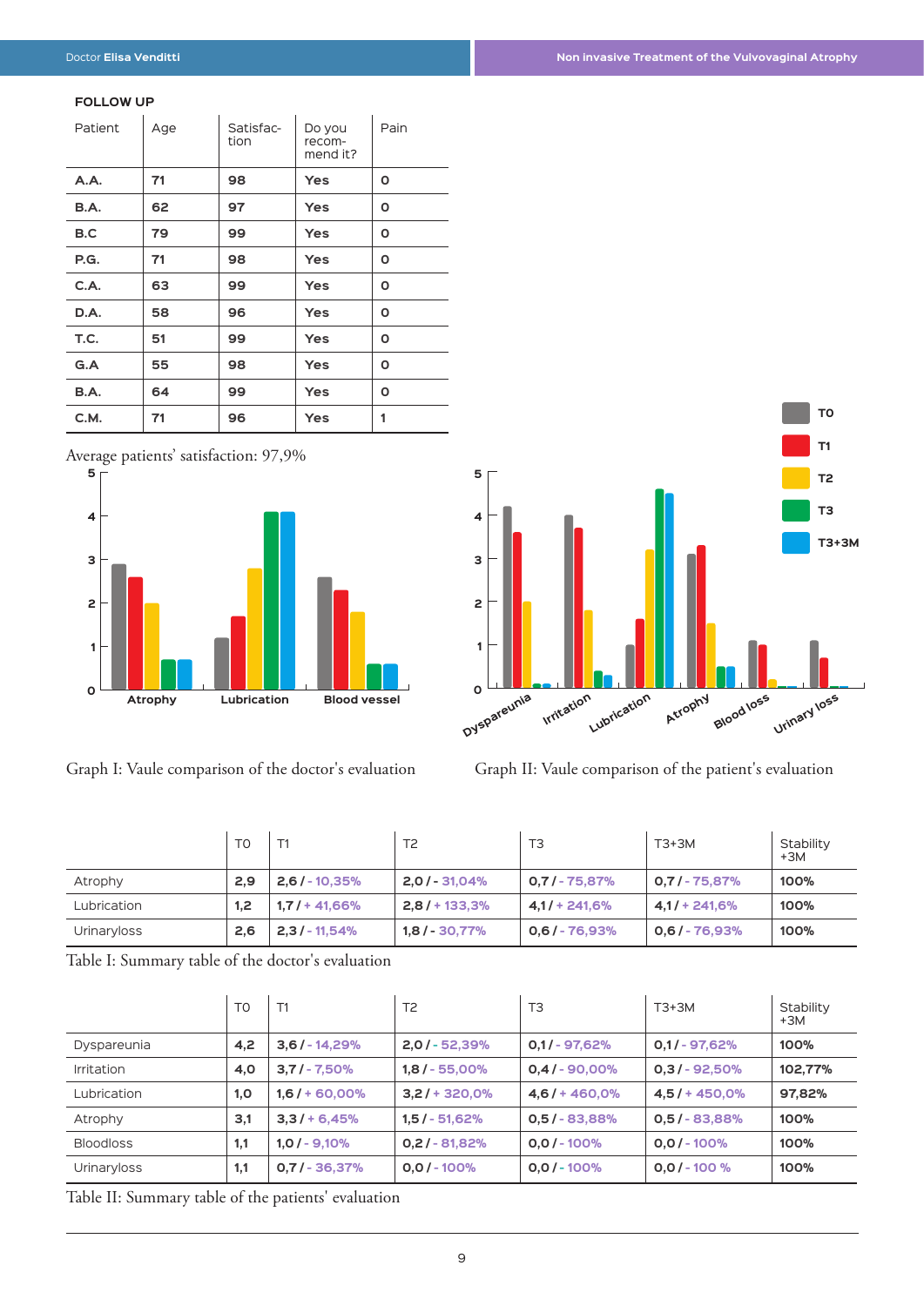## FOLLOW UP

| Patient | Age | Satisfac-tion | Do you recom-mend it? | Pain |
|---|---|---|---|---|
| A.A. | 71 | 98 | Yes | 0 |
| B.A. | 62 | 97 | Yes | 0 |
| B.C | 79 | 99 | Yes | 0 |
| P.G. | 71 | 98 | Yes | 0 |
| C.A. | 63 | 99 | Yes | 0 |
| D.A. | 58 | 96 | Yes | 0 |
| T.C. | 51 | 99 | Yes | 0 |
| G.A | 55 | 98 | Yes | 0 |
| B.A. | 64 | 99 | Yes | 0 |
| C.M. | 71 | 96 | Yes | 1 |

Average patients' satisfaction: 97,9%

Graph I: Vaule comparison of the doctor's evaluation

Graph II: Vaule comparison of the patient's evaluation

| | T0 | T1 | T2 | T3 | T3+3M | Stability +3M |
|---|---|---|---|---|---|---|
| Atrophy | 2,9 | 2,6 / - 10,35% | 2,0 / - 31,04% | 0,7 / - 75,87% | 0,7 / - 75,87% | 100% |
| Lubrication | 1,2 | 1,7 / + 41,66% | 2,8 / + 133,3% | 4,1 / + 241,6% | 4,1 / + 241,6% | 100% |
| Urinaryloss | 2,6 | 2,3 / - 11,54% | 1,8 / - 30,77% | 0,6 / - 76,93% | 0,6 / - 76,93% | 100% |

Table I: Summary table of the doctor's evaluation

| | T0 | T1 | T2 | T3 | T3+3M | Stability +3M |
|---|---|---|---|---|---|---|
| Dyspareunia | 4,2 | 3,6 / - 14,29% | 2,0 / - 52,39% | 0,1 / - 97,62% | 0,1 / - 97,62% | 100% |
| Irritation | 4,0 | 3,7 / - 7,50% | 1,8 / - 55,00% | 0,4 / - 90,00% | 0,3 / - 92,50% | 102,77% |
| Lubrication | 1,0 | 1,6 / + 60,00% | 3,2 / + 320,0% | 4,6 / + 460,0% | 4,5 / + 450,0% | 97,82% |
| Atrophy | 3,1 | 3,3 / + 6,45% | 1,5 / - 51,62% | 0,5 / - 83,88% | 0,5 / - 83,88% | 100% |
| Bloodloss | 1,1 | 1,0 / - 9,10% | 0,2 / - 81,82% | 0,0 / - 100% | 0,0 / - 100% | 100% |
| Urinaryloss | 1,1 | 0,7 / - 36,37% | 0,0 / - 100% | 0,0 / - 100% | 0,0 / - 100 % | 100% |

Table II: Summary table of the patients' evaluation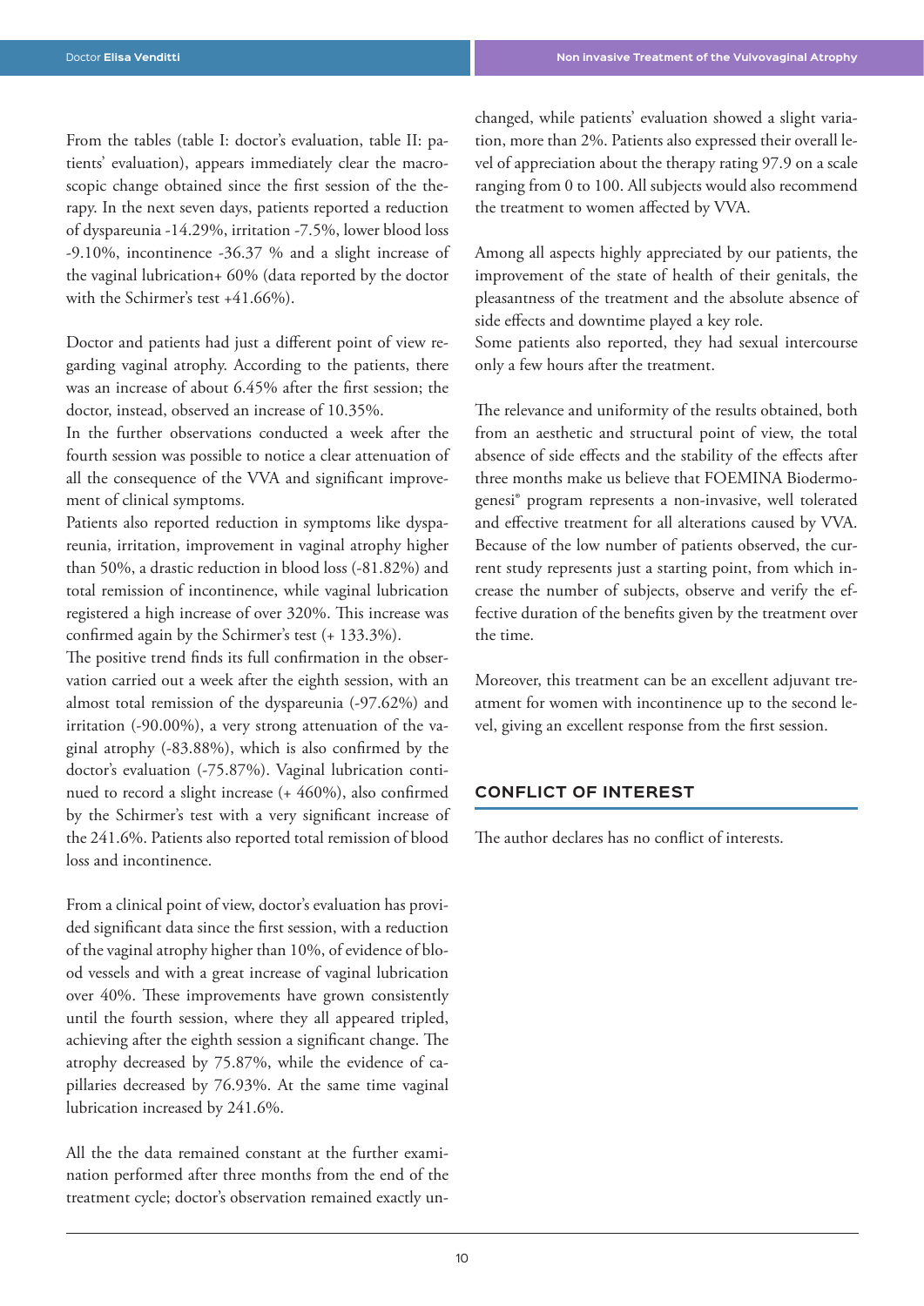From the tables (table I: doctor's evaluation, table II: patients' evaluation), appears immediately clear the macroscopic change obtained since the first session of the therapy. In the next seven days, patients reported a reduction of dyspareunia -14.29%, irritation -7.5%, lower blood loss -9.10%, incontinence -36.37 % and a slight increase of the vaginal lubrication+ 60% (data reported by the doctor with the Schirmer's test +41.66%).

Doctor and patients had just a different point of view regarding vaginal atrophy. According to the patients, there was an increase of about 6.45% after the first session; the doctor, instead, observed an increase of 10.35%.

In the further observations conducted a week after the fourth session was possible to notice a clear attenuation of all the consequence of the VVA and significant improvement of clinical symptoms.

Patients also reported reduction in symptoms like dyspareunia, irritation, improvement in vaginal atrophy higher than 50%, a drastic reduction in blood loss (-81.82%) and total remission of incontinence, while vaginal lubrication registered a high increase of over 320%. This increase was confirmed again by the Schirmer's test (+ 133.3%).

The positive trend finds its full confirmation in the observation carried out a week after the eighth session, with an almost total remission of the dyspareunia (-97.62%) and irritation (-90.00%), a very strong attenuation of the vaginal atrophy (-83.88%), which is also confirmed by the doctor's evaluation (-75.87%). Vaginal lubrication continued to record a slight increase (+ 460%), also confirmed by the Schirmer's test with a very significant increase of the 241.6%. Patients also reported total remission of blood loss and incontinence.

From a clinical point of view, doctor's evaluation has provided significant data since the first session, with a reduction of the vaginal atrophy higher than 10%, of evidence of blood vessels and with a great increase of vaginal lubrication over 40%. These improvements have grown consistently until the fourth session, where they all appeared tripled, achieving after the eighth session a significant change. The atrophy decreased by 75.87%, while the evidence of capillaries decreased by 76.93%. At the same time vaginal lubrication increased by 241.6%.

All the the data remained constant at the further examination performed after three months from the end of the treatment cycle; doctor's observation remained exactly unchanged, while patients' evaluation showed a slight variation, more than 2%. Patients also expressed their overall level of appreciation about the therapy rating 97.9 on a scale ranging from 0 to 100. All subjects would also recommend the treatment to women affected by VVA.

Among all aspects highly appreciated by our patients, the improvement of the state of health of their genitals, the pleasantness of the treatment and the absolute absence of side effects and downtime played a key role.

Some patients also reported, they had sexual intercourse only a few hours after the treatment.

The relevance and uniformity of the results obtained, both from an aesthetic and structural point of view, the total absence of side effects and the stability of the effects after three months make us believe that FOEMINA Biodermogenesi® program represents a non-invasive, well tolerated and effective treatment for all alterations caused by VVA. Because of the low number of patients observed, the current study represents just a starting point, from which increase the number of subjects, observe and verify the effective duration of the benefits given by the treatment over the time.

Moreover, this treatment can be an excellent adjuvant treatment for women with incontinence up to the second level, giving an excellent response from the first session.

## CONFLICT OF INTEREST

The author declares has no conflict of interests.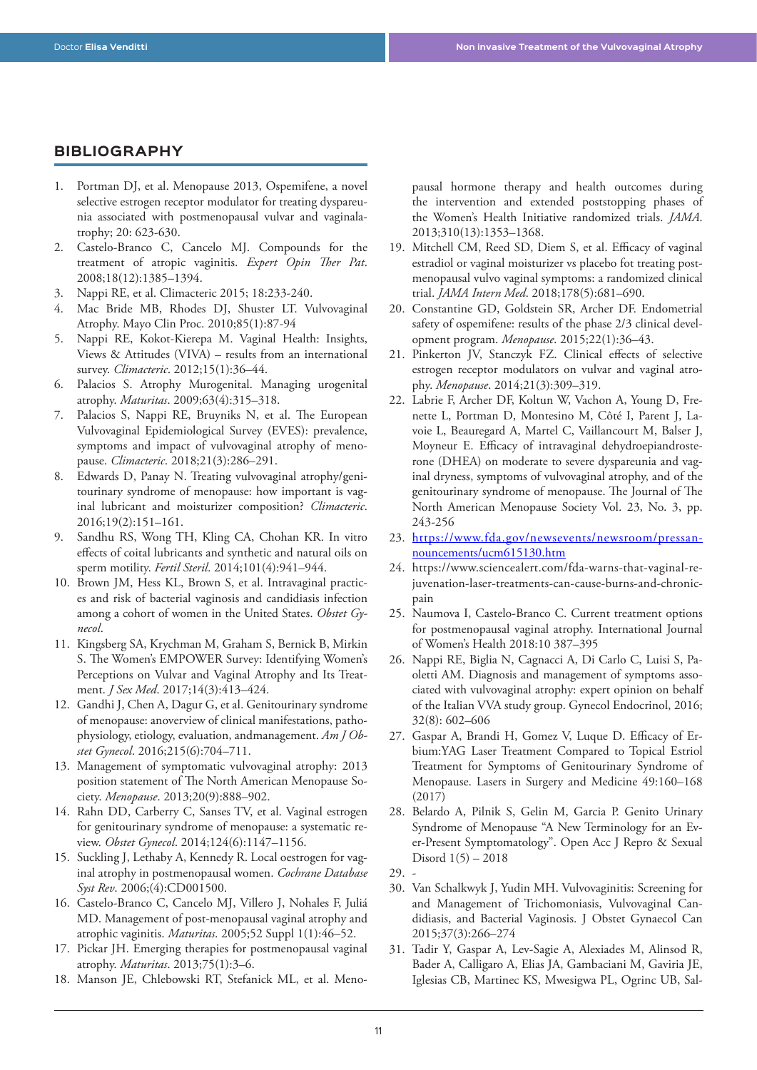## BIBLIOGRAPHY

1. Portman DJ, et al. Menopause 2013, Ospemifene, a novel selective estrogen receptor modulator for treating dyspareunia associated with postmenopausal vulvar and vaginalatrophy; 20: 623-630.
2. Castelo-Branco C, Cancelo MJ. Compounds for the treatment of atropic vaginitis. *Expert Opin Ther Pat*. 2008;18(12):1385–1394.
3. Nappi RE, et al. Climacteric 2015; 18:233-240.
4. Mac Bride MB, Rhodes DJ, Shuster LT. Vulvovaginal Atrophy. Mayo Clin Proc. 2010;85(1):87-94
5. Nappi RE, Kokot-Kierepa M. Vaginal Health: Insights, Views & Attitudes (VIVA) – results from an international survey. *Climacteric*. 2012;15(1):36–44.
6. Palacios S. Atrophy Murogenital. Managing urogenital atrophy. *Maturitas*. 2009;63(4):315–318.
7. Palacios S, Nappi RE, Bruyniks N, et al. The European Vulvovaginal Epidemiological Survey (EVES): prevalence, symptoms and impact of vulvovaginal atrophy of menopause. *Climacteric*. 2018;21(3):286–291.
8. Edwards D, Panay N. Treating vulvovaginal atrophy/genitourinary syndrome of menopause: how important is vaginal lubricant and moisturizer composition? *Climacteric*. 2016;19(2):151–161.
9. Sandhu RS, Wong TH, Kling CA, Chohan KR. In vitro effects of coital lubricants and synthetic and natural oils on sperm motility. *Fertil Steril*. 2014;101(4):941–944.
10. Brown JM, Hess KL, Brown S, et al. Intravaginal practices and risk of bacterial vaginosis and candidiasis infection among a cohort of women in the United States. *Obstet Gynecol*.
11. Kingsberg SA, Krychman M, Graham S, Bernick B, Mirkin S. The Women's EMPOWER Survey: Identifying Women's Perceptions on Vulvar and Vaginal Atrophy and Its Treatment. *J Sex Med*. 2017;14(3):413–424.
12. Gandhi J, Chen A, Dagur G, et al. Genitourinary syndrome of menopause: anoverview of clinical manifestations, pathophysiology, etiology, evaluation, andmanagement. *Am J Obstet Gynecol*. 2016;215(6):704–711.
13. Management of symptomatic vulvovaginal atrophy: 2013 position statement of The North American Menopause Society. *Menopause*. 2013;20(9):888–902.
14. Rahn DD, Carberry C, Sanses TV, et al. Vaginal estrogen for genitourinary syndrome of menopause: a systematic review. *Obstet Gynecol*. 2014;124(6):1147–1156.
15. Suckling J, Lethaby A, Kennedy R. Local oestrogen for vaginal atrophy in postmenopausal women. *Cochrane Database Syst Rev*. 2006;(4):CD001500.
16. Castelo-Branco C, Cancelo MJ, Villero J, Nohales F, Juliá MD. Management of post-menopausal vaginal atrophy and atrophic vaginitis. *Maturitas*. 2005;52 Suppl 1(1):46–52.
17. Pickar JH. Emerging therapies for postmenopausal vaginal atrophy. *Maturitas*. 2013;75(1):3–6.
18. Manson JE, Chlebowski RT, Stefanick ML, et al. Menopausal hormone therapy and health outcomes during the intervention and extended poststopping phases of the Women's Health Initiative randomized trials. *JAMA*. 2013;310(13):1353–1368.
19. Mitchell CM, Reed SD, Diem S, et al. Efficacy of vaginal estradiol or vaginal moisturizer vs placebo fot treating postmenopausal vulvo vaginal symptoms: a randomized clinical trial. *JAMA Intern Med*. 2018;178(5):681–690.
20. Constantine GD, Goldstein SR, Archer DF. Endometrial safety of ospemifene: results of the phase 2/3 clinical development program. *Menopause*. 2015;22(1):36–43.
21. Pinkerton JV, Stanczyk FZ. Clinical effects of selective estrogen receptor modulators on vulvar and vaginal atrophy. *Menopause*. 2014;21(3):309–319.
22. Labrie F, Archer DF, Koltun W, Vachon A, Young D, Frenette L, Portman D, Montesino M, Côté I, Parent J, Lavoie L, Beauregard A, Martel C, Vaillancourt M, Balser J, Moyneur E. Efficacy of intravaginal dehydroepiandrosterone (DHEA) on moderate to severe dyspareunia and vaginal dryness, symptoms of vulvovaginal atrophy, and of the genitourinary syndrome of menopause. The Journal of The North American Menopause Society Vol. 23, No. 3, pp. 243-256
23. [https://www.fda.gov/newsevents/newsroom/pressannouncements/ucm615130.htm](https://www.fda.gov/newsevents/newsroom/pressannouncements/ucm615130.htm)
24. https://www.sciencealert.com/fda-warns-that-vaginal-rejuvenation-laser-treatments-can-cause-burns-and-chronic-pain
25. Naumova I, Castelo-Branco C. Current treatment options for postmenopausal vaginal atrophy. International Journal of Women's Health 2018:10 387–395
26. Nappi RE, Biglia N, Cagnacci A, Di Carlo C, Luisi S, Paoletti AM. Diagnosis and management of symptoms associated with vulvovaginal atrophy: expert opinion on behalf of the Italian VVA study group. Gynecol Endocrinol, 2016; 32(8): 602–606
27. Gaspar A, Brandi H, Gomez V, Luque D. Efficacy of Erbium:YAG Laser Treatment Compared to Topical Estriol Treatment for Symptoms of Genitourinary Syndrome of Menopause. Lasers in Surgery and Medicine 49:160–168 (2017)
28. Belardo A, Pilnik S, Gelin M, Garcia P. Genito Urinary Syndrome of Menopause "A New Terminology for an Ever-Present Symptomatology". Open Acc J Repro & Sexual Disord 1(5) – 2018
29. -
30. Van Schalkwyk J, Yudin MH. Vulvovaginitis: Screening for and Management of Trichomoniasis, Vulvovaginal Candidiasis, and Bacterial Vaginosis. J Obstet Gynaecol Can 2015;37(3):266–274
31. Tadir Y, Gaspar A, Lev-Sagie A, Alexiades M, Alinsod R, Bader A, Calligaro A, Elias JA, Gambaciani M, Gaviria JE, Iglesias CB, Martinec KS, Mwesigwa PL, Ogrinc UB, Sal-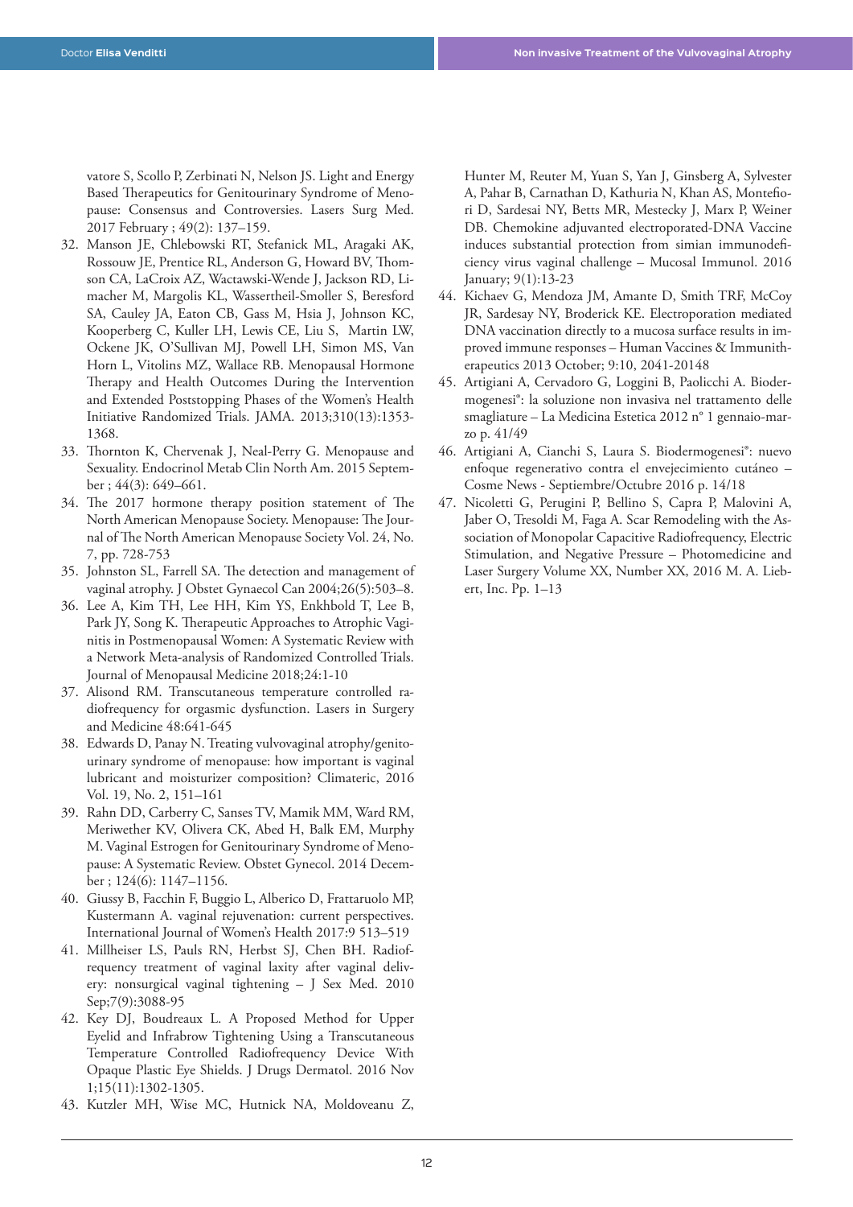vatore S, Scollo P, Zerbinati N, Nelson JS. Light and Energy Based Therapeutics for Genitourinary Syndrome of Menopause: Consensus and Controversies. Lasers Surg Med. 2017 February ; 49(2): 137–159.

32. Manson JE, Chlebowski RT, Stefanick ML, Aragaki AK, Rossouw JE, Prentice RL, Anderson G, Howard BV, Thomson CA, LaCroix AZ, Wactawski-Wende J, Jackson RD, Limacher M, Margolis KL, Wassertheil-Smoller S, Beresford SA, Cauley JA, Eaton CB, Gass M, Hsia J, Johnson KC, Kooperberg C, Kuller LH, Lewis CE, Liu S, Martin LW, Ockene JK, O'Sullivan MJ, Powell LH, Simon MS, Van Horn L, Vitolins MZ, Wallace RB. Menopausal Hormone Therapy and Health Outcomes During the Intervention and Extended Poststopping Phases of the Women's Health Initiative Randomized Trials. JAMA. 2013;310(13):1353-1368.
33. Thornton K, Chervenak J, Neal-Perry G. Menopause and Sexuality. Endocrinol Metab Clin North Am. 2015 September ; 44(3): 649–661.
34. The 2017 hormone therapy position statement of The North American Menopause Society. Menopause: The Journal of The North American Menopause Society Vol. 24, No. 7, pp. 728-753
35. Johnston SL, Farrell SA. The detection and management of vaginal atrophy. J Obstet Gynaecol Can 2004;26(5):503–8.
36. Lee A, Kim TH, Lee HH, Kim YS, Enkhbold T, Lee B, Park JY, Song K. Therapeutic Approaches to Atrophic Vaginitis in Postmenopausal Women: A Systematic Review with a Network Meta-analysis of Randomized Controlled Trials. Journal of Menopausal Medicine 2018;24:1-10
37. Alisond RM. Transcutaneous temperature controlled radiofrequency for orgasmic dysfunction. Lasers in Surgery and Medicine 48:641-645
38. Edwards D, Panay N. Treating vulvovaginal atrophy/genitourinary syndrome of menopause: how important is vaginal lubricant and moisturizer composition? Climateric, 2016 Vol. 19, No. 2, 151–161
39. Rahn DD, Carberry C, Sanses TV, Mamik MM, Ward RM, Meriwether KV, Olivera CK, Abed H, Balk EM, Murphy M. Vaginal Estrogen for Genitourinary Syndrome of Menopause: A Systematic Review. Obstet Gynecol. 2014 December ; 124(6): 1147–1156.
40. Giussy B, Facchin F, Buggio L, Alberico D, Frattaruolo MP, Kustermann A. vaginal rejuvenation: current perspectives. International Journal of Women's Health 2017:9 513–519
41. Millheiser LS, Pauls RN, Herbst SJ, Chen BH. Radiofrequency treatment of vaginal laxity after vaginal delivery: nonsurgical vaginal tightening – J Sex Med. 2010 Sep;7(9):3088-95
42. Key DJ, Boudreaux L. A Proposed Method for Upper Eyelid and Infrabrow Tightening Using a Transcutaneous Temperature Controlled Radiofrequency Device With Opaque Plastic Eye Shields. J Drugs Dermatol. 2016 Nov 1;15(11):1302-1305.
43. Kutzler MH, Wise MC, Hutnick NA, Moldoveanu Z, Hunter M, Reuter M, Yuan S, Yan J, Ginsberg A, Sylvester A, Pahar B, Carnathan D, Kathuria N, Khan AS, Montefiori D, Sardesai NY, Betts MR, Mestecky J, Marx P, Weiner DB. Chemokine adjuvanted electroporated-DNA Vaccine induces substantial protection from simian immunodeficiency virus vaginal challenge – Mucosal Immunol. 2016 January; 9(1):13-23
44. Kichaev G, Mendoza JM, Amante D, Smith TRF, McCoy JR, Sardesay NY, Broderick KE. Electroporation mediated DNA vaccination directly to a mucosa surface results in improved immune responses – Human Vaccines & Immunitherapeutics 2013 October; 9:10, 2041-20148
45. Artigiani A, Cervadoro G, Loggini B, Paolicchi A. Biodermogenesi®: la soluzione non invasiva nel trattamento delle smagliature – La Medicina Estetica 2012 n° 1 gennaio-marzo p. 41/49
46. Artigiani A, Cianchi S, Laura S. Biodermogenesi®: nuevo enfoque regenerativo contra el envejecimiento cutáneo – Cosme News - Septiembre/Octubre 2016 p. 14/18
47. Nicoletti G, Perugini P, Bellino S, Capra P, Malovini A, Jaber O, Tresoldi M, Faga A. Scar Remodeling with the Association of Monopolar Capacitive Radiofrequency, Electric Stimulation, and Negative Pressure – Photomedicine and Laser Surgery Volume XX, Number XX, 2016 M. A. Liebert, Inc. Pp. 1–13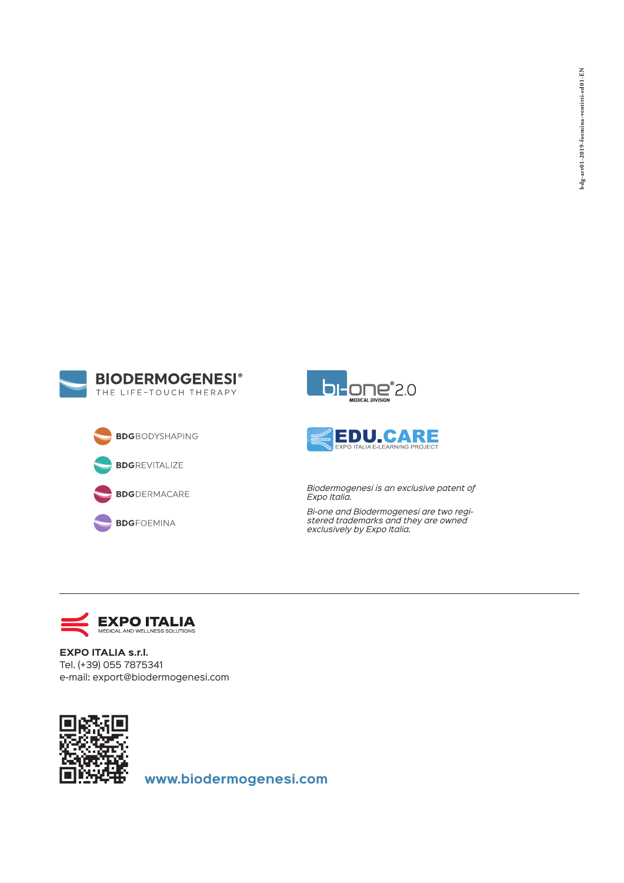**BIODERMOGENESI®**
THE LIFE-TOUCH THERAPY

**BDG**BODYSHAPING

**BDG**REVITALIZE

**BDG**DERMACARE

**BDG**FOEMINA

bi-one®2.0
MEDICAL DIVISION

**EDU.CARE**
EXPO ITALIA E-LEARNING PROJECT

*Biodermogenesi is an exclusive patent of Expo Italia.*

*Bi-one and Biodermogenesi are two registered trademarks and they are owned exclusively by Expo Italia.*

---

**EXPO ITALIA**
MEDICAL AND WELLNESS SOLUTIONS

**EXPO ITALIA s.r.l.**
Tel. (+39) 055 7875341
e-mail: export@biodermogenesi.com

**www.biodermogenesi.com**

bdg-art01-2019-foemina-ventitti-ed01-EN